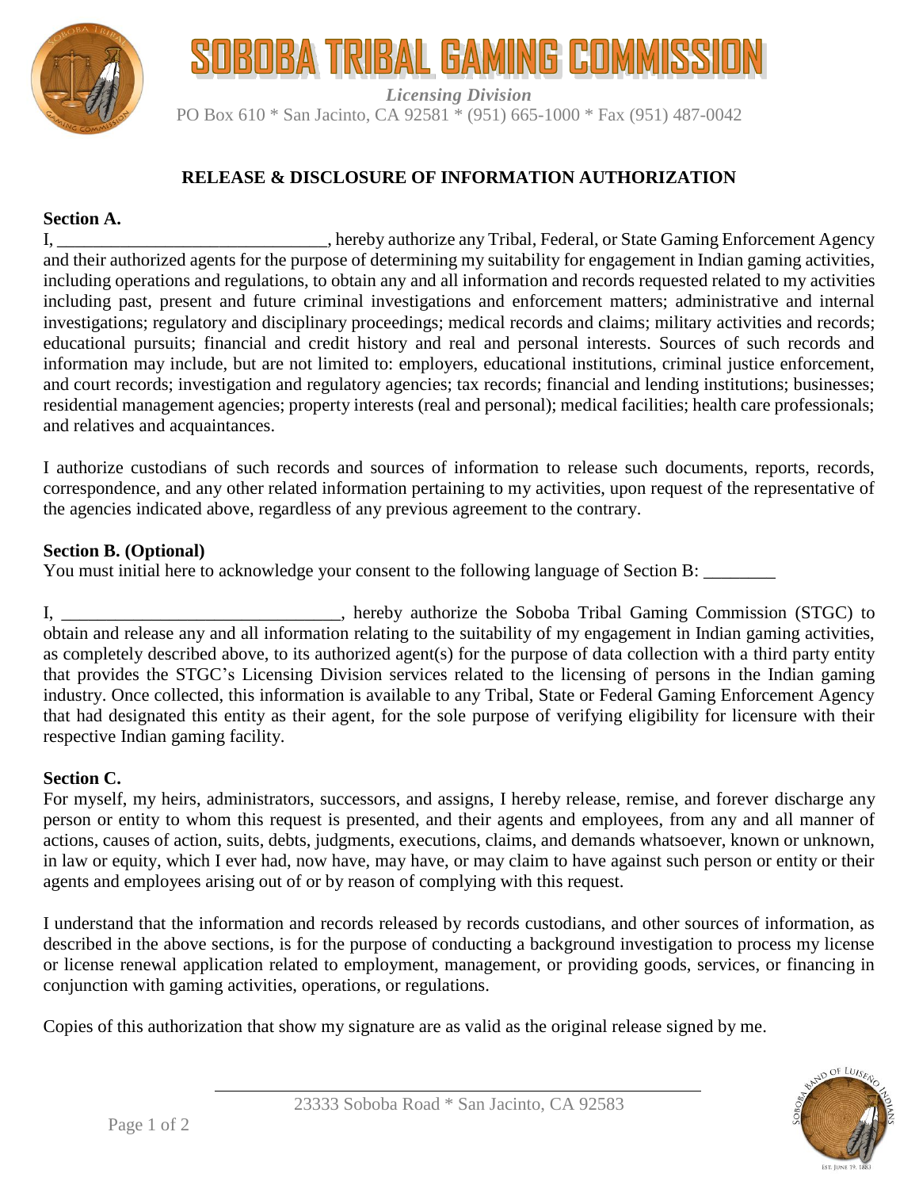# SOBOBA TRIBAL GAMING COMMISSION

*Licensing Division*

PO Box 610 * San Jacinto, CA 92581 * (951) 665-1000 * Fax (951) 487-0042

## RELEASE & DISCLOSURE OF INFORMATION AUTHORIZATION

**Section A.**

I, ______________________________, hereby authorize any Tribal, Federal, or State Gaming Enforcement Agency and their authorized agents for the purpose of determining my suitability for engagement in Indian gaming activities, including operations and regulations, to obtain any and all information and records requested related to my activities including past, present and future criminal investigations and enforcement matters; administrative and internal investigations; regulatory and disciplinary proceedings; medical records and claims; military activities and records; educational pursuits; financial and credit history and real and personal interests. Sources of such records and information may include, but are not limited to: employers, educational institutions, criminal justice enforcement, and court records; investigation and regulatory agencies; tax records; financial and lending institutions; businesses; residential management agencies; property interests (real and personal); medical facilities; health care professionals; and relatives and acquaintances.

I authorize custodians of such records and sources of information to release such documents, reports, records, correspondence, and any other related information pertaining to my activities, upon request of the representative of the agencies indicated above, regardless of any previous agreement to the contrary.

**Section B. (Optional)**

You must initial here to acknowledge your consent to the following language of Section B: ________

I, ______________________________, hereby authorize the Soboba Tribal Gaming Commission (STGC) to obtain and release any and all information relating to the suitability of my engagement in Indian gaming activities, as completely described above, to its authorized agent(s) for the purpose of data collection with a third party entity that provides the STGC's Licensing Division services related to the licensing of persons in the Indian gaming industry. Once collected, this information is available to any Tribal, State or Federal Gaming Enforcement Agency that had designated this entity as their agent, for the sole purpose of verifying eligibility for licensure with their respective Indian gaming facility.

**Section C.**

For myself, my heirs, administrators, successors, and assigns, I hereby release, remise, and forever discharge any person or entity to whom this request is presented, and their agents and employees, from any and all manner of actions, causes of action, suits, debts, judgments, executions, claims, and demands whatsoever, known or unknown, in law or equity, which I ever had, now have, may have, or may claim to have against such person or entity or their agents and employees arising out of or by reason of complying with this request.

I understand that the information and records released by records custodians, and other sources of information, as described in the above sections, is for the purpose of conducting a background investigation to process my license or license renewal application related to employment, management, or providing goods, services, or financing in conjunction with gaming activities, operations, or regulations.

Copies of this authorization that show my signature are as valid as the original release signed by me.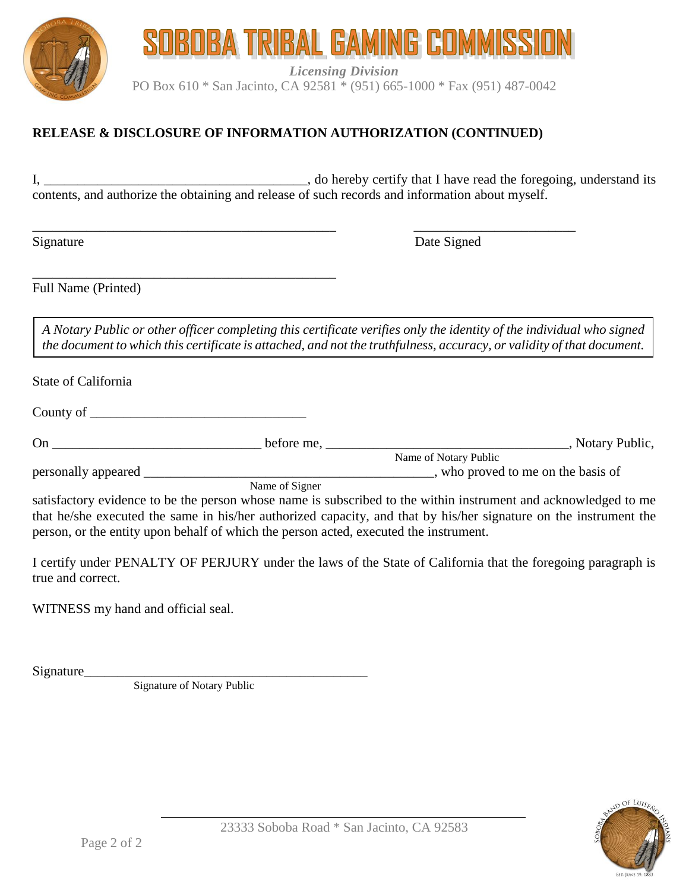# SOBOBA TRIBAL GAMING COMMISSION

*Licensing Division*

PO Box 610 * San Jacinto, CA 92581 * (951) 665-1000 * Fax (951) 487-0042

**RELEASE & DISCLOSURE OF INFORMATION AUTHORIZATION (CONTINUED)**

I, ________________________________________, do hereby certify that I have read the foregoing, understand its contents, and authorize the obtaining and release of such records and information about myself.

_______________________________________________ ________________________

Signature Date Signed

_______________________________________________

Full Name (Printed)

*A Notary Public or other officer completing this certificate verifies only the identity of the individual who signed the document to which this certificate is attached, and not the truthfulness, accuracy, or validity of that document.*

State of California

County of ________________________________

On _______________________________ before me, ____________________________________, Notary Public,
Name of Notary Public

personally appeared ____________________________________________, who proved to me on the basis of
Name of Signer

satisfactory evidence to be the person whose name is subscribed to the within instrument and acknowledged to me that he/she executed the same in his/her authorized capacity, and that by his/her signature on the instrument the person, or the entity upon behalf of which the person acted, executed the instrument.

I certify under PENALTY OF PERJURY under the laws of the State of California that the foregoing paragraph is true and correct.

WITNESS my hand and official seal.

Signature___________________________________________
Signature of Notary Public

23333 Soboba Road * San Jacinto, CA 92583